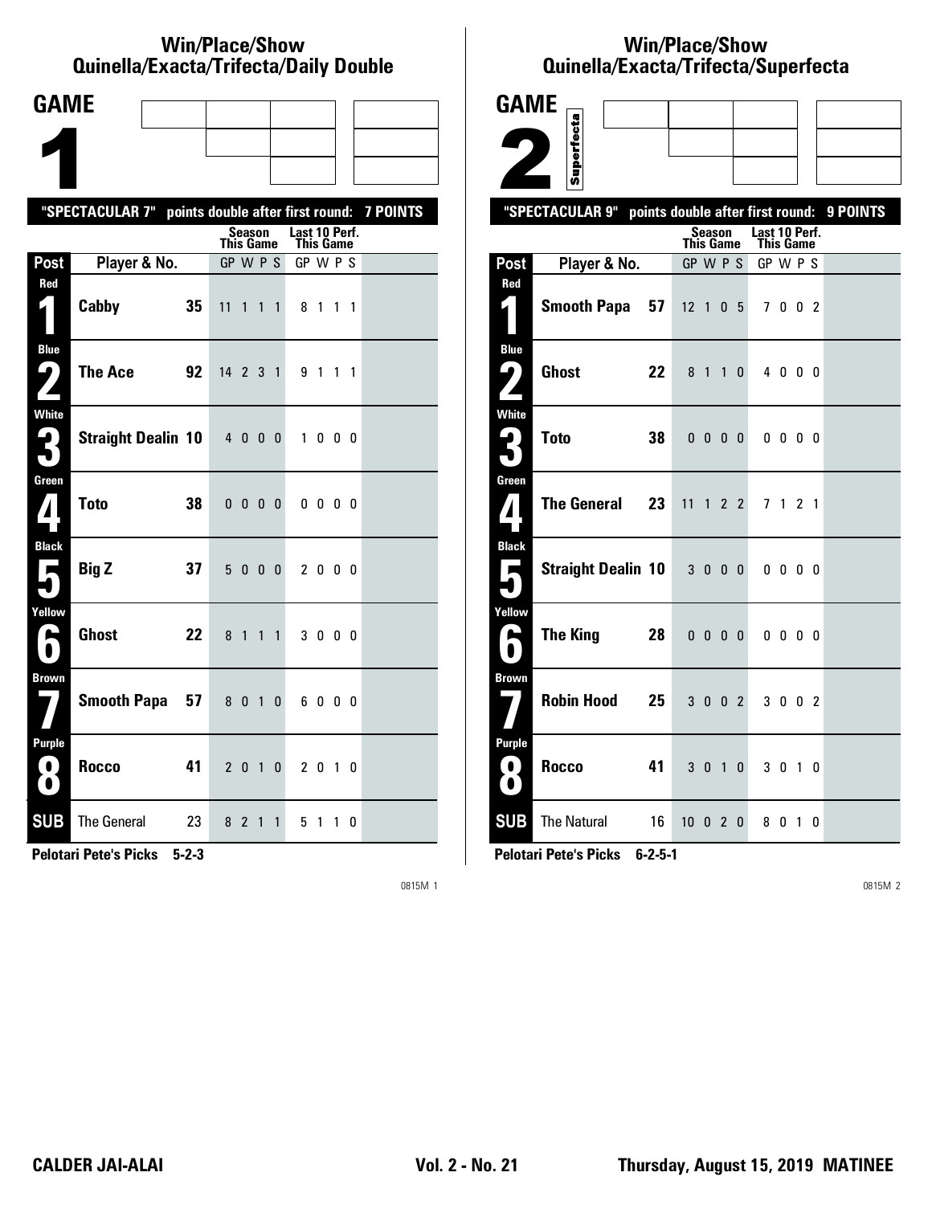## Win/Place/Show Quinella/Exacta/Trifecta/Daily Double

# GAME 1

**"SPECTACULAR 7" points double after first round: 7 POINTS**

| Post | Player & No. | | Season This Game GP W P S | Last 10 Perf. This Game GP W P S |
|---|---|---|---|---|
| Red 1 | Cabby | 35 | 11 1 1 1 | 8 1 1 1 |
| Blue 2 | The Ace | 92 | 14 2 3 1 | 9 1 1 1 |
| White 3 | Straight Dealin | 10 | 4 0 0 0 | 1 0 0 0 |
| Green 4 | Toto | 38 | 0 0 0 0 | 0 0 0 0 |
| Black 5 | Big Z | 37 | 5 0 0 0 | 2 0 0 0 |
| Yellow 6 | Ghost | 22 | 8 1 1 1 | 3 0 0 0 |
| Brown 7 | Smooth Papa | 57 | 8 0 1 0 | 6 0 0 0 |
| Purple 8 | Rocco | 41 | 2 0 1 0 | 2 0 1 0 |
| SUB | The General | 23 | 8 2 1 1 | 5 1 1 0 |

**Pelotari Pete's Picks 5-2-3**

## Win/Place/Show Quinella/Exacta/Trifecta/Superfecta

# GAME 2 Superfecta

**"SPECTACULAR 9" points double after first round: 9 POINTS**

| Post | Player & No. | | Season This Game GP W P S | Last 10 Perf. This Game GP W P S |
|---|---|---|---|---|
| Red 1 | Smooth Papa | 57 | 12 1 0 5 | 7 0 0 2 |
| Blue 2 | Ghost | 22 | 8 1 1 0 | 4 0 0 0 |
| White 3 | Toto | 38 | 0 0 0 0 | 0 0 0 0 |
| Green 4 | The General | 23 | 11 1 2 2 | 7 1 2 1 |
| Black 5 | Straight Dealin | 10 | 3 0 0 0 | 0 0 0 0 |
| Yellow 6 | The King | 28 | 0 0 0 0 | 0 0 0 0 |
| Brown 7 | Robin Hood | 25 | 3 0 0 2 | 3 0 0 2 |
| Purple 8 | Rocco | 41 | 3 0 1 0 | 3 0 1 0 |
| SUB | The Natural | 16 | 10 0 2 0 | 8 0 1 0 |

**Pelotari Pete's Picks 6-2-5-1**

CALDER JAI-ALAI Vol. 2 - No. 21 Thursday, August 15, 2019 MATINEE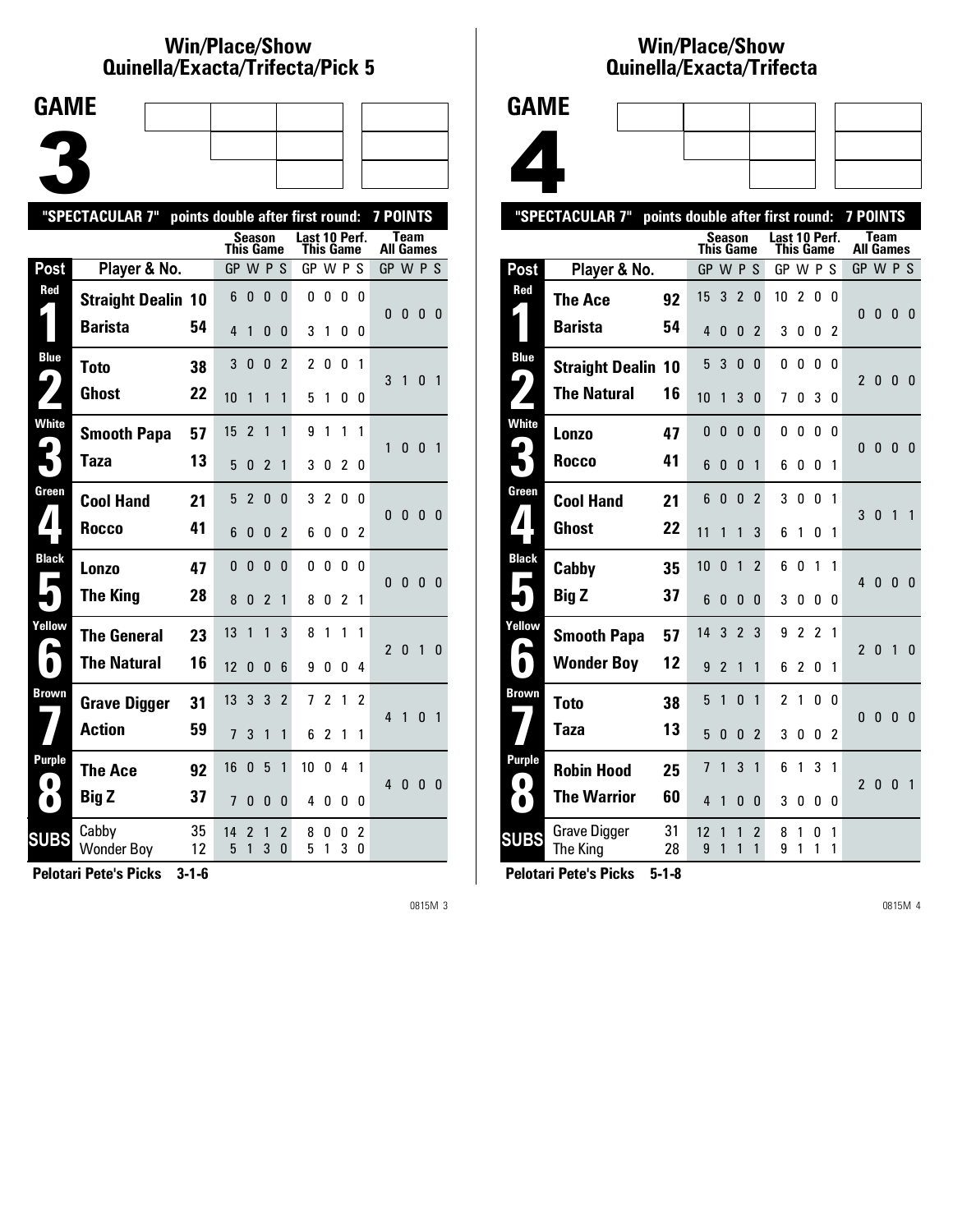## Win/Place/Show
## Quinella/Exacta/Trifecta/Pick 5

# GAME 3

"SPECTACULAR 7" points double after first round: 7 POINTS

| Post | Player & No. | | Season This Game GP W P S | Last 10 Perf. This Game GP W P S | Team All Games GP W P S |
|---|---|---|---|---|---|
| Red 1 | Straight Dealin | 10 | 6 0 0 0 | 0 0 0 0 | 0 0 0 0 |
| | Barista | 54 | 4 1 0 0 | 3 1 0 0 | |
| Blue 2 | Toto | 38 | 3 0 0 2 | 2 0 0 1 | 3 1 0 1 |
| | Ghost | 22 | 10 1 1 1 | 5 1 0 0 | |
| White 3 | Smooth Papa | 57 | 15 2 1 1 | 9 1 1 1 | 1 0 0 1 |
| | Taza | 13 | 5 0 2 1 | 3 0 2 0 | |
| Green 4 | Cool Hand | 21 | 5 2 0 0 | 3 2 0 0 | 0 0 0 0 |
| | Rocco | 41 | 6 0 0 2 | 6 0 0 2 | |
| Black 5 | Lonzo | 47 | 0 0 0 0 | 0 0 0 0 | 0 0 0 0 |
| | The King | 28 | 8 0 2 1 | 8 0 2 1 | |
| Yellow 6 | The General | 23 | 13 1 1 3 | 8 1 1 1 | 2 0 1 0 |
| | The Natural | 16 | 12 0 0 6 | 9 0 0 4 | |
| Brown 7 | Grave Digger | 31 | 13 3 3 2 | 7 2 1 2 | 4 1 0 1 |
| | Action | 59 | 7 3 1 1 | 6 2 1 1 | |
| Purple 8 | The Ace | 92 | 16 0 5 1 | 10 0 4 1 | 4 0 0 0 |
| | Big Z | 37 | 7 0 0 0 | 4 0 0 0 | |
| SUBS | Cabby | 35 | 14 2 1 2 | 8 0 0 2 | |
| | Wonder Boy | 12 | 5 1 3 0 | 5 1 3 0 | |

**Pelotari Pete's Picks 3-1-6**

## Win/Place/Show
## Quinella/Exacta/Trifecta

# GAME 4

"SPECTACULAR 7" points double after first round: 7 POINTS

| Post | Player & No. | | Season This Game GP W P S | Last 10 Perf. This Game GP W P S | Team All Games GP W P S |
|---|---|---|---|---|---|
| Red 1 | The Ace | 92 | 15 3 2 0 | 10 2 0 0 | 0 0 0 0 |
| | Barista | 54 | 4 0 0 2 | 3 0 0 2 | |
| Blue 2 | Straight Dealin | 10 | 5 3 0 0 | 0 0 0 0 | 2 0 0 0 |
| | The Natural | 16 | 10 1 3 0 | 7 0 3 0 | |
| White 3 | Lonzo | 47 | 0 0 0 0 | 0 0 0 0 | 0 0 0 0 |
| | Rocco | 41 | 6 0 0 1 | 6 0 0 1 | |
| Green 4 | Cool Hand | 21 | 6 0 0 2 | 3 0 0 1 | 3 0 1 1 |
| | Ghost | 22 | 11 1 1 3 | 6 1 0 1 | |
| Black 5 | Cabby | 35 | 10 0 1 2 | 6 0 1 1 | 4 0 0 0 |
| | Big Z | 37 | 6 0 0 0 | 3 0 0 0 | |
| Yellow 6 | Smooth Papa | 57 | 14 3 2 3 | 9 2 2 1 | 2 0 1 0 |
| | Wonder Boy | 12 | 9 2 1 1 | 6 2 0 1 | |
| Brown 7 | Toto | 38 | 5 1 0 1 | 2 1 0 0 | 0 0 0 0 |
| | Taza | 13 | 5 0 0 2 | 3 0 0 2 | |
| Purple 8 | Robin Hood | 25 | 7 1 3 1 | 6 1 3 1 | 2 0 0 1 |
| | The Warrior | 60 | 4 1 0 0 | 3 0 0 0 | |
| SUBS | Grave Digger | 31 | 12 1 1 2 | 8 1 0 1 | |
| | The King | 28 | 9 1 1 1 | 9 1 1 1 | |

**Pelotari Pete's Picks 5-1-8**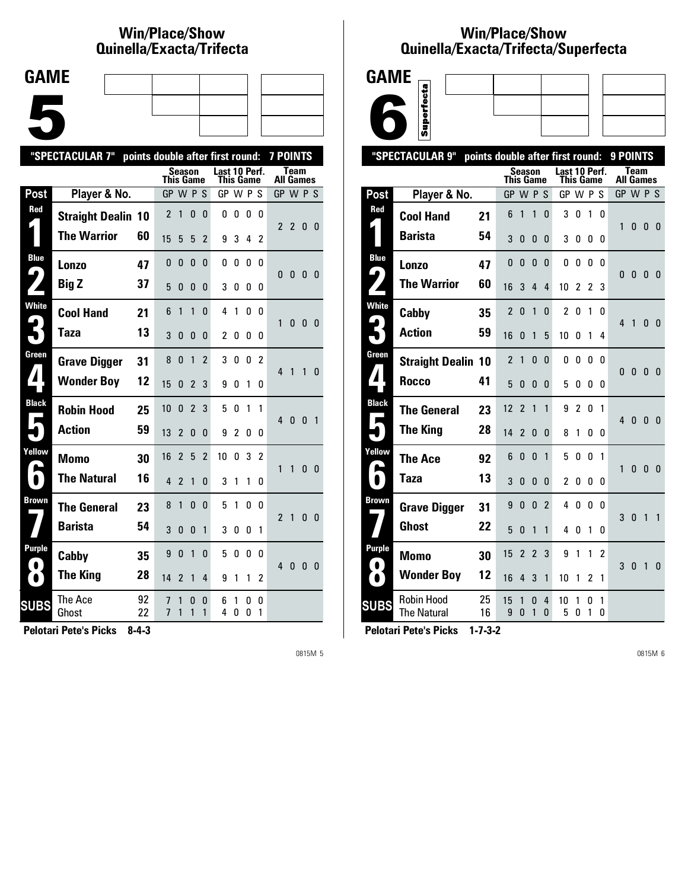## Win/Place/Show Quinella/Exacta/Trifecta

**GAME 5**

"SPECTACULAR 7" points double after first round: 7 POINTS

| Post | Player & No. | | Season This Game GP | W | P | S | Last 10 Perf. This Game GP | W | P | S | Team All Games GP | W | P | S |
|---|---|---|---|---|---|---|---|---|---|---|---|---|---|---|
| Red 1 | Straight Dealin | 10 | 2 | 1 | 0 | 0 | 0 | 0 | 0 | 0 | 2 | 2 | 0 | 0 |
| | The Warrior | 60 | 15 | 5 | 5 | 2 | 9 | 3 | 4 | 2 | | | | |
| Blue 2 | Lonzo | 47 | 0 | 0 | 0 | 0 | 0 | 0 | 0 | 0 | 0 | 0 | 0 | 0 |
| | Big Z | 37 | 5 | 0 | 0 | 0 | 3 | 0 | 0 | 0 | | | | |
| White 3 | Cool Hand | 21 | 6 | 1 | 1 | 0 | 4 | 1 | 0 | 0 | 1 | 0 | 0 | 0 |
| | Taza | 13 | 3 | 0 | 0 | 0 | 2 | 0 | 0 | 0 | | | | |
| Green 4 | Grave Digger | 31 | 8 | 0 | 1 | 2 | 3 | 0 | 0 | 2 | 4 | 1 | 1 | 0 |
| | Wonder Boy | 12 | 15 | 0 | 2 | 3 | 9 | 0 | 1 | 0 | | | | |
| Black 5 | Robin Hood | 25 | 10 | 0 | 2 | 3 | 5 | 0 | 1 | 1 | 4 | 0 | 0 | 1 |
| | Action | 59 | 13 | 2 | 0 | 0 | 9 | 2 | 0 | 0 | | | | |
| Yellow 6 | Momo | 30 | 16 | 2 | 5 | 2 | 10 | 0 | 3 | 2 | 1 | 1 | 0 | 0 |
| | The Natural | 16 | 4 | 2 | 1 | 0 | 3 | 1 | 1 | 0 | | | | |
| Brown 7 | The General | 23 | 8 | 1 | 0 | 0 | 5 | 1 | 0 | 0 | 2 | 1 | 0 | 0 |
| | Barista | 54 | 3 | 0 | 0 | 1 | 3 | 0 | 0 | 1 | | | | |
| Purple 8 | Cabby | 35 | 9 | 0 | 1 | 0 | 5 | 0 | 0 | 0 | 4 | 0 | 0 | 0 |
| | The King | 28 | 14 | 2 | 1 | 4 | 9 | 1 | 1 | 2 | | | | |
| SUBS | The Ace | 92 | 7 | 1 | 0 | 0 | 6 | 1 | 0 | 0 | | | | |
| | Ghost | 22 | 7 | 1 | 1 | 1 | 4 | 0 | 0 | 1 | | | | |

**Pelotari Pete's Picks 8-4-3**

## Win/Place/Show Quinella/Exacta/Trifecta/Superfecta

**GAME 6** Superfecta

"SPECTACULAR 9" points double after first round: 9 POINTS

| Post | Player & No. | | Season This Game GP | W | P | S | Last 10 Perf. This Game GP | W | P | S | Team All Games GP | W | P | S |
|---|---|---|---|---|---|---|---|---|---|---|---|---|---|---|
| Red 1 | Cool Hand | 21 | 6 | 1 | 1 | 0 | 3 | 0 | 1 | 0 | 1 | 0 | 0 | 0 |
| | Barista | 54 | 3 | 0 | 0 | 0 | 3 | 0 | 0 | 0 | | | | |
| Blue 2 | Lonzo | 47 | 0 | 0 | 0 | 0 | 0 | 0 | 0 | 0 | 0 | 0 | 0 | 0 |
| | The Warrior | 60 | 16 | 3 | 4 | 4 | 10 | 2 | 2 | 3 | | | | |
| White 3 | Cabby | 35 | 2 | 0 | 1 | 0 | 2 | 0 | 1 | 0 | 4 | 1 | 0 | 0 |
| | Action | 59 | 16 | 0 | 1 | 5 | 10 | 0 | 1 | 4 | | | | |
| Green 4 | Straight Dealin | 10 | 2 | 1 | 0 | 0 | 0 | 0 | 0 | 0 | 0 | 0 | 0 | 0 |
| | Rocco | 41 | 5 | 0 | 0 | 0 | 5 | 0 | 0 | 0 | | | | |
| Black 5 | The General | 23 | 12 | 2 | 1 | 1 | 9 | 2 | 0 | 1 | 4 | 0 | 0 | 0 |
| | The King | 28 | 14 | 2 | 0 | 0 | 8 | 1 | 0 | 0 | | | | |
| Yellow 6 | The Ace | 92 | 6 | 0 | 0 | 1 | 5 | 0 | 0 | 1 | 1 | 0 | 0 | 0 |
| | Taza | 13 | 3 | 0 | 0 | 0 | 2 | 0 | 0 | 0 | | | | |
| Brown 7 | Grave Digger | 31 | 9 | 0 | 0 | 2 | 4 | 0 | 0 | 0 | 3 | 0 | 1 | 1 |
| | Ghost | 22 | 5 | 0 | 1 | 1 | 4 | 0 | 1 | 0 | | | | |
| Purple 8 | Momo | 30 | 15 | 2 | 2 | 3 | 9 | 1 | 1 | 2 | 3 | 0 | 1 | 0 |
| | Wonder Boy | 12 | 16 | 4 | 3 | 1 | 10 | 1 | 2 | 1 | | | | |
| SUBS | Robin Hood | 25 | 15 | 1 | 0 | 4 | 10 | 1 | 0 | 1 | | | | |
| | The Natural | 16 | 9 | 0 | 1 | 0 | 5 | 0 | 1 | 0 | | | | |

**Pelotari Pete's Picks 1-7-3-2**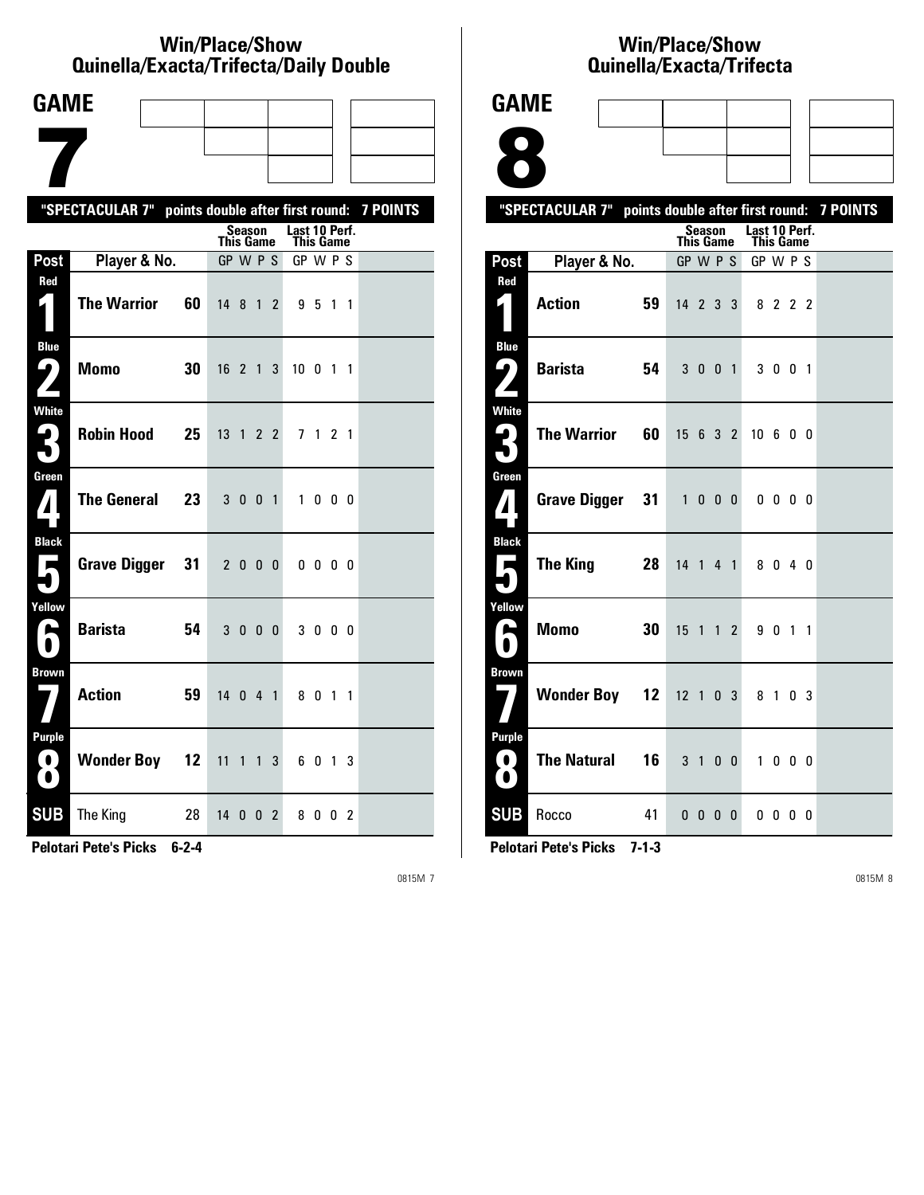## Win/Place/Show
## Quinella/Exacta/Trifecta/Daily Double

# GAME 7

**"SPECTACULAR 7" points double after first round: 7 POINTS**

| Post | Player & No. | | Season This Game GP | W | P | S | Last 10 Perf. This Game GP | W | P | S |
|---|---|---|---|---|---|---|---|---|---|---|
| Red 1 | **The Warrior** | **60** | 14 | 8 | 1 | 2 | 9 | 5 | 1 | 1 |
| Blue 2 | **Momo** | **30** | 16 | 2 | 1 | 3 | 10 | 0 | 1 | 1 |
| White 3 | **Robin Hood** | **25** | 13 | 1 | 2 | 2 | 7 | 1 | 2 | 1 |
| Green 4 | **The General** | **23** | 3 | 0 | 0 | 1 | 1 | 0 | 0 | 0 |
| Black 5 | **Grave Digger** | **31** | 2 | 0 | 0 | 0 | 0 | 0 | 0 | 0 |
| Yellow 6 | **Barista** | **54** | 3 | 0 | 0 | 0 | 3 | 0 | 0 | 0 |
| Brown 7 | **Action** | **59** | 14 | 0 | 4 | 1 | 8 | 0 | 1 | 1 |
| Purple 8 | **Wonder Boy** | **12** | 11 | 1 | 1 | 3 | 6 | 0 | 1 | 3 |
| SUB | The King | 28 | 14 | 0 | 0 | 2 | 8 | 0 | 0 | 2 |

**Pelotari Pete's Picks 6-2-4**

## Win/Place/Show
## Quinella/Exacta/Trifecta

# GAME 8

**"SPECTACULAR 7" points double after first round: 7 POINTS**

| Post | Player & No. | | Season This Game GP | W | P | S | Last 10 Perf. This Game GP | W | P | S |
|---|---|---|---|---|---|---|---|---|---|---|
| Red 1 | **Action** | **59** | 14 | 2 | 3 | 3 | 8 | 2 | 2 | 2 |
| Blue 2 | **Barista** | **54** | 3 | 0 | 0 | 1 | 3 | 0 | 0 | 1 |
| White 3 | **The Warrior** | **60** | 15 | 6 | 3 | 2 | 10 | 6 | 0 | 0 |
| Green 4 | **Grave Digger** | **31** | 1 | 0 | 0 | 0 | 0 | 0 | 0 | 0 |
| Black 5 | **The King** | **28** | 14 | 1 | 4 | 1 | 8 | 0 | 4 | 0 |
| Yellow 6 | **Momo** | **30** | 15 | 1 | 1 | 2 | 9 | 0 | 1 | 1 |
| Brown 7 | **Wonder Boy** | **12** | 12 | 1 | 0 | 3 | 8 | 1 | 0 | 3 |
| Purple 8 | **The Natural** | **16** | 3 | 1 | 0 | 0 | 1 | 0 | 0 | 0 |
| SUB | Rocco | 41 | 0 | 0 | 0 | 0 | 0 | 0 | 0 | 0 |

**Pelotari Pete's Picks 7-1-3**